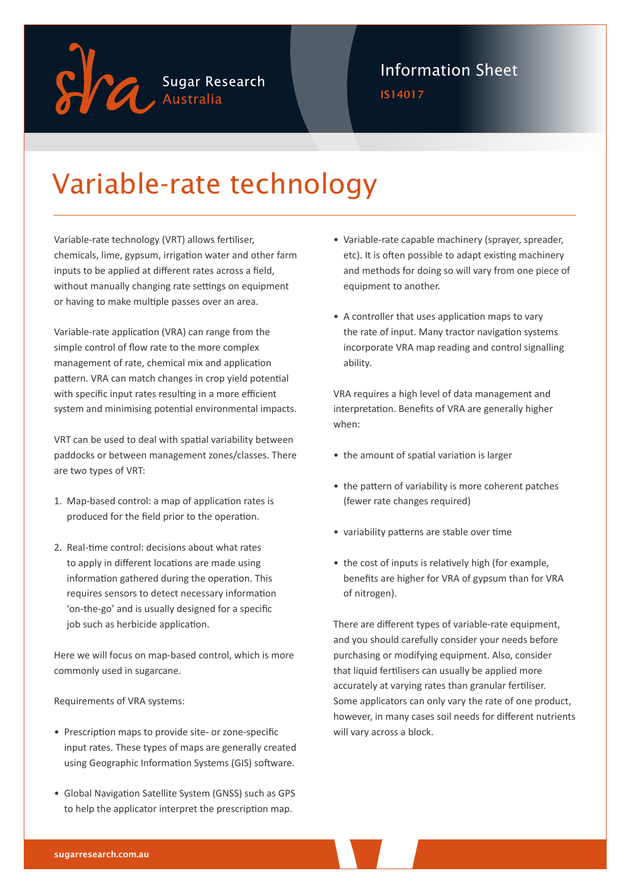Sugar Research Australia

Information Sheet

IS14017

# Variable-rate technology

Variable-rate technology (VRT) allows fertiliser, chemicals, lime, gypsum, irrigation water and other farm inputs to be applied at different rates across a field, without manually changing rate settings on equipment or having to make multiple passes over an area.

Variable-rate application (VRA) can range from the simple control of flow rate to the more complex management of rate, chemical mix and application pattern. VRA can match changes in crop yield potential with specific input rates resulting in a more efficient system and minimising potential environmental impacts.

VRT can be used to deal with spatial variability between paddocks or between management zones/classes. There are two types of VRT:

1. Map-based control: a map of application rates is produced for the field prior to the operation.
2. Real-time control: decisions about what rates to apply in different locations are made using information gathered during the operation. This requires sensors to detect necessary information 'on-the-go' and is usually designed for a specific job such as herbicide application.

Here we will focus on map-based control, which is more commonly used in sugarcane.

Requirements of VRA systems:

- Prescription maps to provide site- or zone-specific input rates. These types of maps are generally created using Geographic Information Systems (GIS) software.
- Global Navigation Satellite System (GNSS) such as GPS to help the applicator interpret the prescription map.
- Variable-rate capable machinery (sprayer, spreader, etc). It is often possible to adapt existing machinery and methods for doing so will vary from one piece of equipment to another.
- A controller that uses application maps to vary the rate of input. Many tractor navigation systems incorporate VRA map reading and control signalling ability.

VRA requires a high level of data management and interpretation. Benefits of VRA are generally higher when:

- the amount of spatial variation is larger
- the pattern of variability is more coherent patches (fewer rate changes required)
- variability patterns are stable over time
- the cost of inputs is relatively high (for example, benefits are higher for VRA of gypsum than for VRA of nitrogen).

There are different types of variable-rate equipment, and you should carefully consider your needs before purchasing or modifying equipment. Also, consider that liquid fertilisers can usually be applied more accurately at varying rates than granular fertiliser. Some applicators can only vary the rate of one product, however, in many cases soil needs for different nutrients will vary across a block.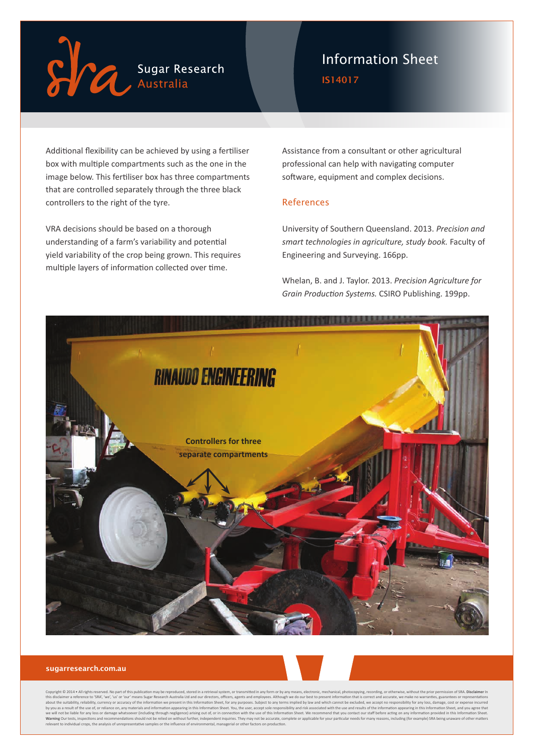Additional flexibility can be achieved by using a fertiliser box with multiple compartments such as the one in the image below. This fertiliser box has three compartments that are controlled separately through the three black controllers to the right of the tyre.

VRA decisions should be based on a thorough understanding of a farm's variability and potential yield variability of the crop being grown. This requires multiple layers of information collected over time.

Assistance from a consultant or other agricultural professional can help with navigating computer software, equipment and complex decisions.

## References

University of Southern Queensland. 2013. *Precision and smart technologies in agriculture, study book.* Faculty of Engineering and Surveying. 166pp.

Whelan, B. and J. Taylor. 2013. *Precision Agriculture for Grain Production Systems.* CSIRO Publishing. 199pp.

RINAUDO ENGINEERING

**Controllers for three separate compartments**

**sugarresearch.com.au**

Copyright © 2014 • All rights reserved. No part of this publication may be reproduced, stored in a retrieval system, or transmitted in any form or by any means, electronic, mechanical, photocopying, recording, or otherwise, without the prior permission of SRA. **Disclaimer** In this disclaimer a reference to 'SRA', 'we', 'us' or 'our' means Sugar Research Australia Ltd and our directors, officers, agents and employees. Although we do our best to present information that is correct and accurate, we make no warranties, guarantees or representations about the suitability, reliability, currency or accuracy of the information we present in this Information Sheet, for any purposes. Subject to any terms implied by law and which cannot be excluded, we accept no responsibility for any loss, damage, cost or expense incurred by you as a result of the use of, or reliance on, any materials and information appearing in this Information Sheet. You, the user, accept sole responsibility and risk associated with the use and results of the information appearing in this Information Sheet, and you agree that we will not be liable for any loss or damage whatsoever (including through negligence) arising out of, or in connection with the use of this Information Sheet. We recommend that you contact our staff before acting on any information provided in this Information Sheet. **Warning** Our tests, inspections and recommendations should not be relied on without further, independent inquiries. They may not be accurate, complete or applicable for your particular needs for many reasons, including (for example) SRA being unaware of other matters relevant to individual crops, the analysis of unrepresentative samples or the influence of environmental, managerial or other factors on production.